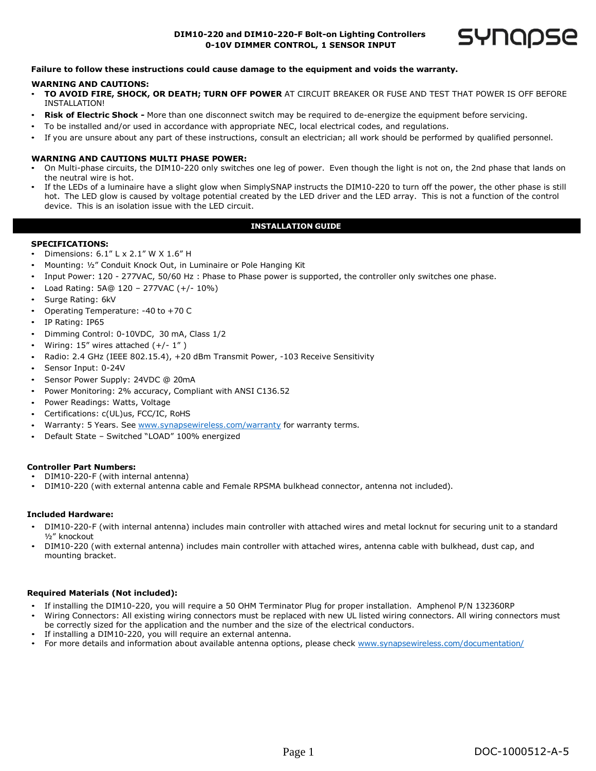# DIM10-220 and DIM10-220-F Bolt-on Lighting Controllers
## 0-10V DIMMER CONTROL, 1 SENSOR INPUT

**Failure to follow these instructions could cause damage to the equipment and voids the warranty.**

**WARNING AND CAUTIONS:**

- **TO AVOID FIRE, SHOCK, OR DEATH; TURN OFF POWER** AT CIRCUIT BREAKER OR FUSE AND TEST THAT POWER IS OFF BEFORE INSTALLATION!
- **Risk of Electric Shock -** More than one disconnect switch may be required to de-energize the equipment before servicing.
- To be installed and/or used in accordance with appropriate NEC, local electrical codes, and regulations.
- If you are unsure about any part of these instructions, consult an electrician; all work should be performed by qualified personnel.

**WARNING AND CAUTIONS MULTI PHASE POWER:**

- On Multi-phase circuits, the DIM10-220 only switches one leg of power. Even though the light is not on, the 2nd phase that lands on the neutral wire is hot.
- If the LEDs of a luminaire have a slight glow when SimplySNAP instructs the DIM10-220 to turn off the power, the other phase is still hot. The LED glow is caused by voltage potential created by the LED driver and the LED array. This is not a function of the control device. This is an isolation issue with the LED circuit.

## INSTALLATION GUIDE

**SPECIFICATIONS:**

- Dimensions: 6.1" L x 2.1" W X 1.6" H
- Mounting: ½" Conduit Knock Out, in Luminaire or Pole Hanging Kit
- Input Power: 120 - 277VAC, 50/60 Hz : Phase to Phase power is supported, the controller only switches one phase.
- Load Rating: 5A@ 120 – 277VAC (+/- 10%)
- Surge Rating: 6kV
- Operating Temperature: -40 to +70 C
- IP Rating: IP65
- Dimming Control: 0-10VDC, 30 mA, Class 1/2
- Wiring: 15" wires attached (+/- 1" )
- Radio: 2.4 GHz (IEEE 802.15.4), +20 dBm Transmit Power, -103 Receive Sensitivity
- Sensor Input: 0-24V
- Sensor Power Supply: 24VDC @ 20mA
- Power Monitoring: 2% accuracy, Compliant with ANSI C136.52
- Power Readings: Watts, Voltage
- Certifications: c(UL)us, FCC/IC, RoHS
- Warranty: 5 Years. See www.synapsewireless.com/warranty for warranty terms.
- Default State – Switched "LOAD" 100% energized

**Controller Part Numbers:**

- DIM10-220-F (with internal antenna)
- DIM10-220 (with external antenna cable and Female RPSMA bulkhead connector, antenna not included).

**Included Hardware:**

- DIM10-220-F (with internal antenna) includes main controller with attached wires and metal locknut for securing unit to a standard ½" knockout
- DIM10-220 (with external antenna) includes main controller with attached wires, antenna cable with bulkhead, dust cap, and mounting bracket.

**Required Materials (Not included):**

- If installing the DIM10-220, you will require a 50 OHM Terminator Plug for proper installation. Amphenol P/N 132360RP
- Wiring Connectors: All existing wiring connectors must be replaced with new UL listed wiring connectors. All wiring connectors must be correctly sized for the application and the number and the size of the electrical conductors.
- If installing a DIM10-220, you will require an external antenna.
- For more details and information about available antenna options, please check www.synapsewireless.com/documentation/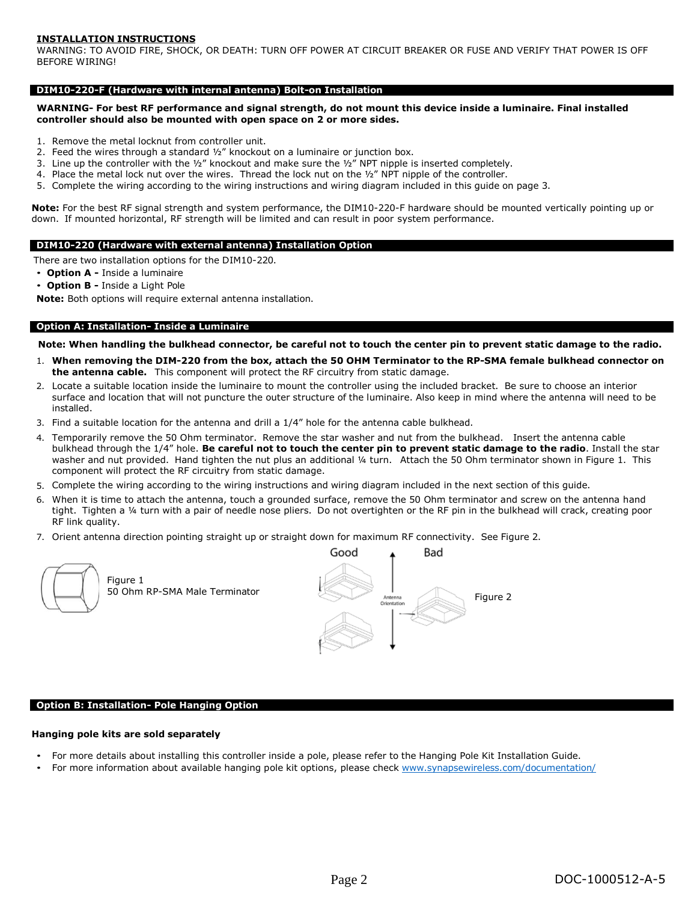**INSTALLATION INSTRUCTIONS**

WARNING: TO AVOID FIRE, SHOCK, OR DEATH: TURN OFF POWER AT CIRCUIT BREAKER OR FUSE AND VERIFY THAT POWER IS OFF BEFORE WIRING!

## DIM10-220-F (Hardware with internal antenna) Bolt-on Installation

**WARNING- For best RF performance and signal strength, do not mount this device inside a luminaire. Final installed controller should also be mounted with open space on 2 or more sides.**

1. Remove the metal locknut from controller unit.
2. Feed the wires through a standard ½" knockout on a luminaire or junction box.
3. Line up the controller with the ½" knockout and make sure the ½" NPT nipple is inserted completely.
4. Place the metal lock nut over the wires. Thread the lock nut on the ½" NPT nipple of the controller.
5. Complete the wiring according to the wiring instructions and wiring diagram included in this guide on page 3.

**Note:** For the best RF signal strength and system performance, the DIM10-220-F hardware should be mounted vertically pointing up or down. If mounted horizontal, RF strength will be limited and can result in poor system performance.

## DIM10-220 (Hardware with external antenna) Installation Option

There are two installation options for the DIM10-220.

- **Option A -** Inside a luminaire
- **Option B -** Inside a Light Pole

**Note:** Both options will require external antenna installation.

## Option A: Installation- Inside a Luminaire

**Note: When handling the bulkhead connector, be careful not to touch the center pin to prevent static damage to the radio.**

1. **When removing the DIM-220 from the box, attach the 50 OHM Terminator to the RP-SMA female bulkhead connector on the antenna cable.** This component will protect the RF circuitry from static damage.
2. Locate a suitable location inside the luminaire to mount the controller using the included bracket. Be sure to choose an interior surface and location that will not puncture the outer structure of the luminaire. Also keep in mind where the antenna will need to be installed.
3. Find a suitable location for the antenna and drill a 1/4" hole for the antenna cable bulkhead.
4. Temporarily remove the 50 Ohm terminator. Remove the star washer and nut from the bulkhead. Insert the antenna cable bulkhead through the 1/4" hole. **Be careful not to touch the center pin to prevent static damage to the radio**. Install the star washer and nut provided. Hand tighten the nut plus an additional ¼ turn. Attach the 50 Ohm terminator shown in Figure 1. This component will protect the RF circuitry from static damage.
5. Complete the wiring according to the wiring instructions and wiring diagram included in the next section of this guide.
6. When it is time to attach the antenna, touch a grounded surface, remove the 50 Ohm terminator and screw on the antenna hand tight. Tighten a ¼ turn with a pair of needle nose pliers. Do not overtighten or the RF pin in the bulkhead will crack, creating poor RF link quality.
7. Orient antenna direction pointing straight up or straight down for maximum RF connectivity. See Figure 2.

Figure 1
50 Ohm RP-SMA Male Terminator

Good — Antenna Orientation — Bad

Figure 2

## Option B: Installation- Pole Hanging Option

**Hanging pole kits are sold separately**

- For more details about installing this controller inside a pole, please refer to the Hanging Pole Kit Installation Guide.
- For more information about available hanging pole kit options, please check www.synapsewireless.com/documentation/

DOC-1000512-A-5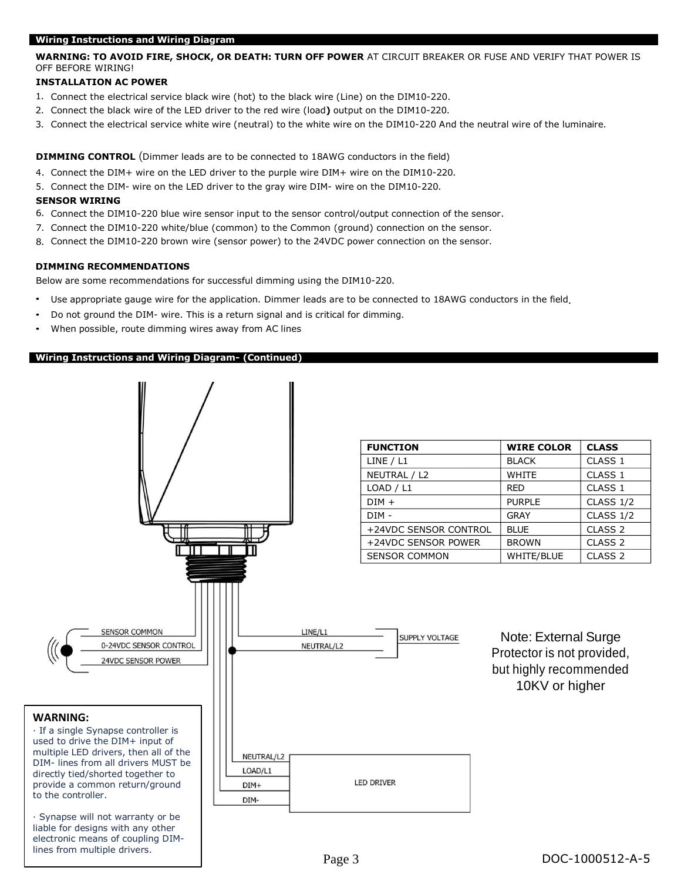## Wiring Instructions and Wiring Diagram

**WARNING: TO AVOID FIRE, SHOCK, OR DEATH: TURN OFF POWER** AT CIRCUIT BREAKER OR FUSE AND VERIFY THAT POWER IS OFF BEFORE WIRING!

**INSTALLATION AC POWER**

1. Connect the electrical service black wire (hot) to the black wire (Line) on the DIM10-220.
2. Connect the black wire of the LED driver to the red wire (load**)** output on the DIM10-220.
3. Connect the electrical service white wire (neutral) to the white wire on the DIM10-220 And the neutral wire of the luminaire.

**DIMMING CONTROL** (Dimmer leads are to be connected to 18AWG conductors in the field)

4. Connect the DIM+ wire on the LED driver to the purple wire DIM+ wire on the DIM10-220.
5. Connect the DIM- wire on the LED driver to the gray wire DIM- wire on the DIM10-220.

**SENSOR WIRING**

6. Connect the DIM10-220 blue wire sensor input to the sensor control/output connection of the sensor.
7. Connect the DIM10-220 white/blue (common) to the Common (ground) connection on the sensor.
8. Connect the DIM10-220 brown wire (sensor power) to the 24VDC power connection on the sensor.

**DIMMING RECOMMENDATIONS**

Below are some recommendations for successful dimming using the DIM10-220.

- Use appropriate gauge wire for the application. Dimmer leads are to be connected to 18AWG conductors in the field.
- Do not ground the DIM- wire. This is a return signal and is critical for dimming.
- When possible, route dimming wires away from AC lines

## Wiring Instructions and Wiring Diagram- (Continued)

| FUNCTION | WIRE COLOR | CLASS |
|---|---|---|
| LINE / L1 | BLACK | CLASS 1 |
| NEUTRAL / L2 | WHITE | CLASS 1 |
| LOAD / L1 | RED | CLASS 1 |
| DIM + | PURPLE | CLASS 1/2 |
| DIM - | GRAY | CLASS 1/2 |
| +24VDC SENSOR CONTROL | BLUE | CLASS 2 |
| +24VDC SENSOR POWER | BROWN | CLASS 2 |
| SENSOR COMMON | WHITE/BLUE | CLASS 2 |

SENSOR COMMON
0-24VDC SENSOR CONTROL
24VDC SENSOR POWER

LINE/L1
NEUTRAL/L2
SUPPLY VOLTAGE

Note: External Surge Protector is not provided, but highly recommended 10KV or higher

NEUTRAL/L2
LOAD/L1
DIM+
DIM-
LED DRIVER

**WARNING:**

· If a single Synapse controller is used to drive the DIM+ input of multiple LED drivers, then all of the DIM- lines from all drivers MUST be directly tied/shorted together to provide a common return/ground to the controller.

· Synapse will not warranty or be liable for designs with any other electronic means of coupling DIM- lines from multiple drivers.

DOC-1000512-A-5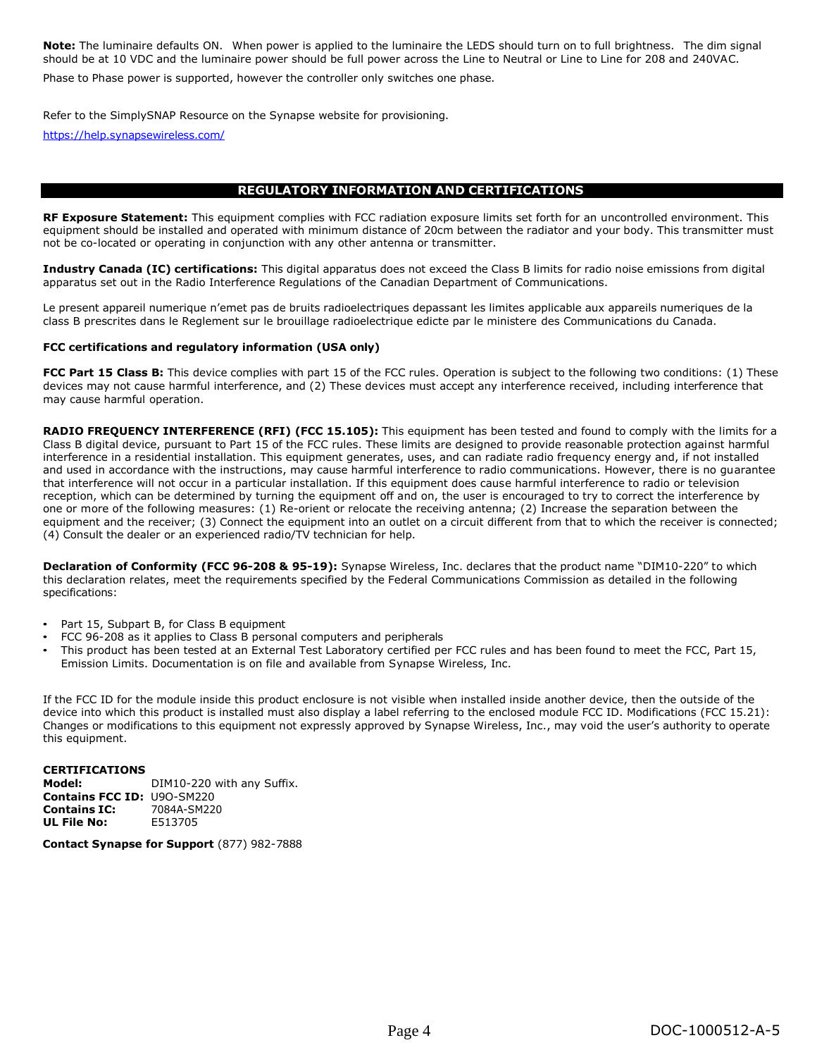**Note:** The luminaire defaults ON. When power is applied to the luminaire the LEDS should turn on to full brightness. The dim signal should be at 10 VDC and the luminaire power should be full power across the Line to Neutral or Line to Line for 208 and 240VAC.

Phase to Phase power is supported, however the controller only switches one phase.

Refer to the SimplySNAP Resource on the Synapse website for provisioning.

https://help.synapsewireless.com/

## REGULATORY INFORMATION AND CERTIFICATIONS

**RF Exposure Statement:** This equipment complies with FCC radiation exposure limits set forth for an uncontrolled environment. This equipment should be installed and operated with minimum distance of 20cm between the radiator and your body. This transmitter must not be co-located or operating in conjunction with any other antenna or transmitter.

**Industry Canada (IC) certifications:** This digital apparatus does not exceed the Class B limits for radio noise emissions from digital apparatus set out in the Radio Interference Regulations of the Canadian Department of Communications.

Le present appareil numerique n'emet pas de bruits radioelectriques depassant les limites applicable aux appareils numeriques de la class B prescrites dans le Reglement sur le brouillage radioelectrique edicte par le ministere des Communications du Canada.

**FCC certifications and regulatory information (USA only)**

**FCC Part 15 Class B:** This device complies with part 15 of the FCC rules. Operation is subject to the following two conditions: (1) These devices may not cause harmful interference, and (2) These devices must accept any interference received, including interference that may cause harmful operation.

**RADIO FREQUENCY INTERFERENCE (RFI) (FCC 15.105):** This equipment has been tested and found to comply with the limits for a Class B digital device, pursuant to Part 15 of the FCC rules. These limits are designed to provide reasonable protection against harmful interference in a residential installation. This equipment generates, uses, and can radiate radio frequency energy and, if not installed and used in accordance with the instructions, may cause harmful interference to radio communications. However, there is no guarantee that interference will not occur in a particular installation. If this equipment does cause harmful interference to radio or television reception, which can be determined by turning the equipment off and on, the user is encouraged to try to correct the interference by one or more of the following measures: (1) Re-orient or relocate the receiving antenna; (2) Increase the separation between the equipment and the receiver; (3) Connect the equipment into an outlet on a circuit different from that to which the receiver is connected; (4) Consult the dealer or an experienced radio/TV technician for help.

**Declaration of Conformity (FCC 96-208 & 95-19):** Synapse Wireless, Inc. declares that the product name "DIM10-220" to which this declaration relates, meet the requirements specified by the Federal Communications Commission as detailed in the following specifications:

- Part 15, Subpart B, for Class B equipment
- FCC 96-208 as it applies to Class B personal computers and peripherals
- This product has been tested at an External Test Laboratory certified per FCC rules and has been found to meet the FCC, Part 15, Emission Limits. Documentation is on file and available from Synapse Wireless, Inc.

If the FCC ID for the module inside this product enclosure is not visible when installed inside another device, then the outside of the device into which this product is installed must also display a label referring to the enclosed module FCC ID. Modifications (FCC 15.21): Changes or modifications to this equipment not expressly approved by Synapse Wireless, Inc., may void the user's authority to operate this equipment.

**CERTIFICATIONS**

**Model:** DIM10-220 with any Suffix.
**Contains FCC ID:** U9O-SM220
**Contains IC:** 7084A-SM220
**UL File No:** E513705

**Contact Synapse for Support** (877) 982-7888

DOC-1000512-A-5